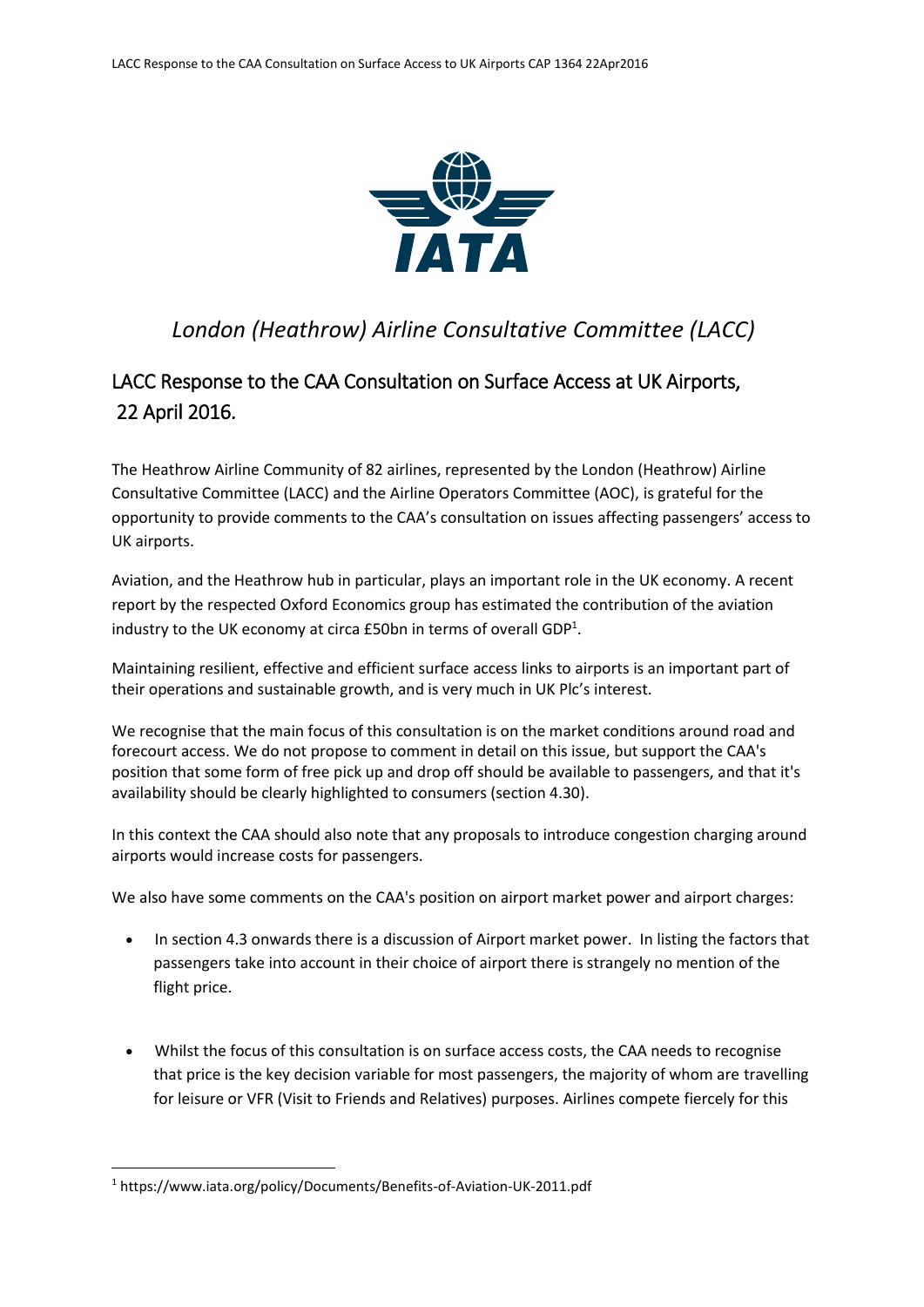*London (Heathrow) Airline Consultative Committee (LACC)*

## LACC Response to the CAA Consultation on Surface Access at UK Airports, 22 April 2016.

The Heathrow Airline Community of 82 airlines, represented by the London (Heathrow) Airline Consultative Committee (LACC) and the Airline Operators Committee (AOC), is grateful for the opportunity to provide comments to the CAA's consultation on issues affecting passengers' access to UK airports.

Aviation, and the Heathrow hub in particular, plays an important role in the UK economy. A recent report by the respected Oxford Economics group has estimated the contribution of the aviation industry to the UK economy at circa £50bn in terms of overall GDP[1].

Maintaining resilient, effective and efficient surface access links to airports is an important part of their operations and sustainable growth, and is very much in UK Plc's interest.

We recognise that the main focus of this consultation is on the market conditions around road and forecourt access. We do not propose to comment in detail on this issue, but support the CAA's position that some form of free pick up and drop off should be available to passengers, and that it's availability should be clearly highlighted to consumers (section 4.30).

In this context the CAA should also note that any proposals to introduce congestion charging around airports would increase costs for passengers.

We also have some comments on the CAA's position on airport market power and airport charges:

- In section 4.3 onwards there is a discussion of Airport market power. In listing the factors that passengers take into account in their choice of airport there is strangely no mention of the flight price.

- Whilst the focus of this consultation is on surface access costs, the CAA needs to recognise that price is the key decision variable for most passengers, the majority of whom are travelling for leisure or VFR (Visit to Friends and Relatives) purposes. Airlines compete fiercely for this

[1] https://www.iata.org/policy/Documents/Benefits-of-Aviation-UK-2011.pdf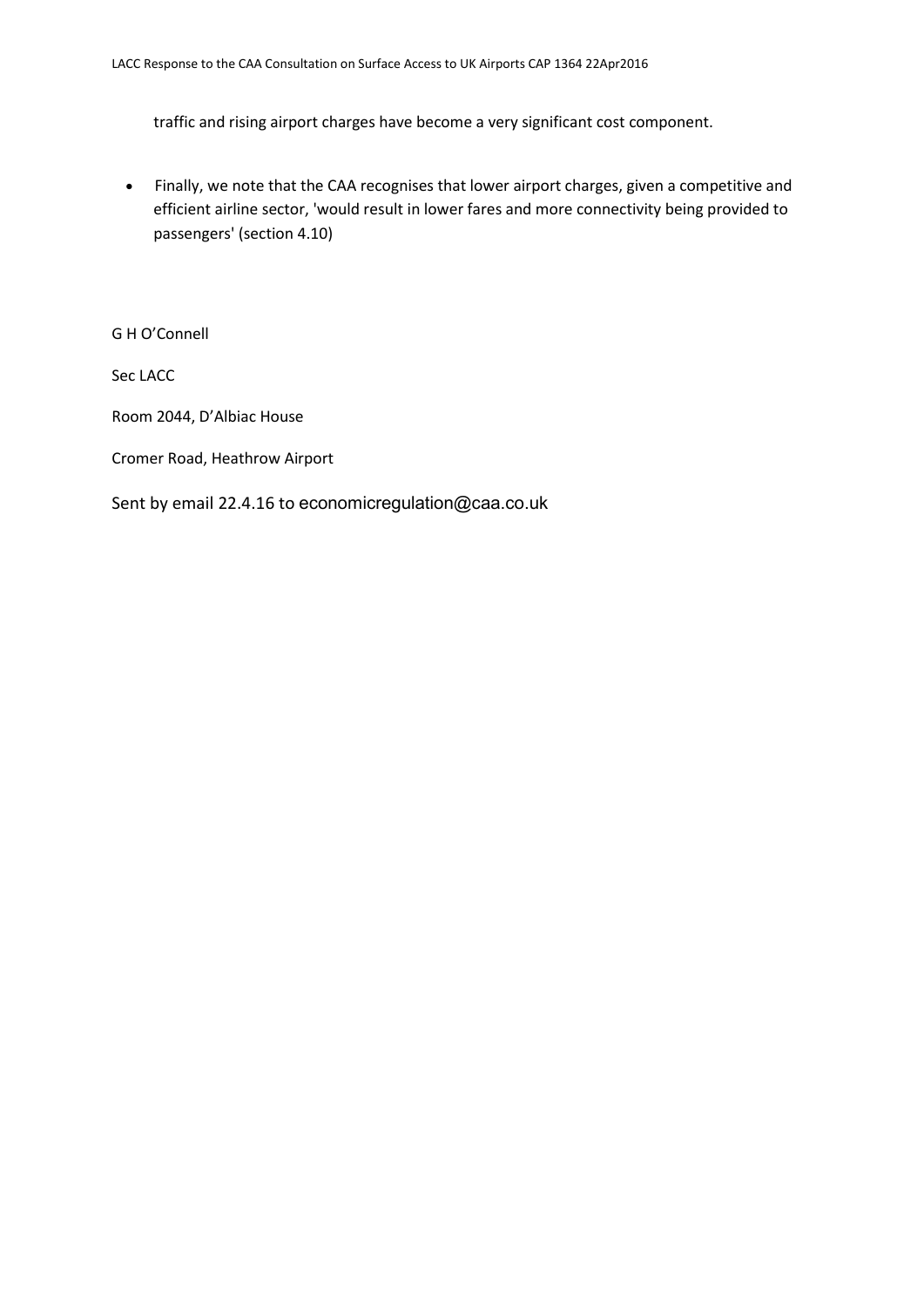traffic and rising airport charges have become a very significant cost component.

- Finally, we note that the CAA recognises that lower airport charges, given a competitive and efficient airline sector, 'would result in lower fares and more connectivity being provided to passengers' (section 4.10)

G H O'Connell

Sec LACC

Room 2044, D'Albiac House

Cromer Road, Heathrow Airport

Sent by email 22.4.16 to economicregulation@caa.co.uk